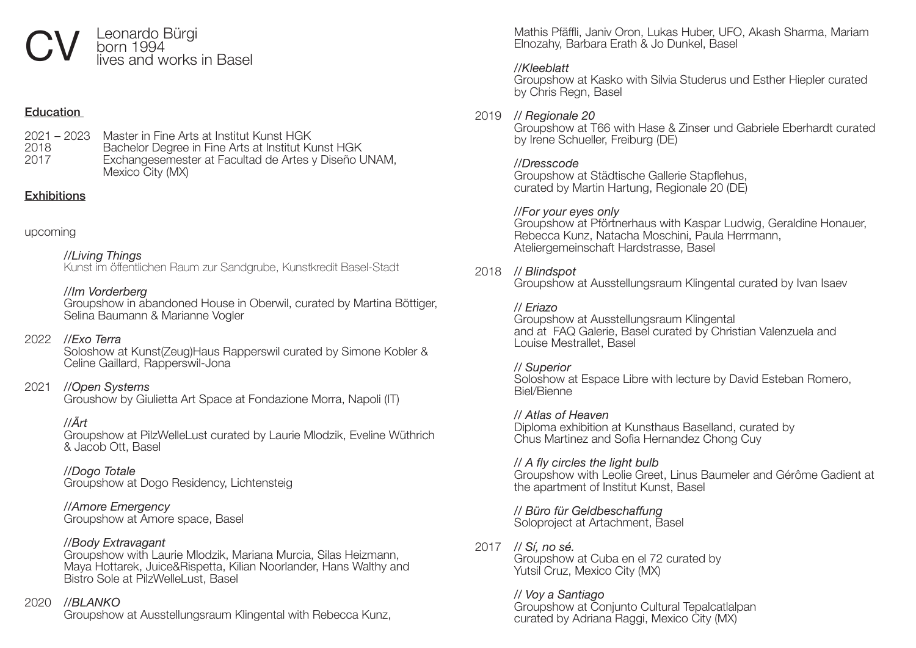# CV

Leonardo Bürgi
born 1994
lives and works in Basel

## Education

2021 – 2023 Master in Fine Arts at Institut Kunst HGK
2018 Bachelor Degree in Fine Arts at Institut Kunst HGK
2017 Exchangesemester at Facultad de Artes y Diseño UNAM, Mexico City (MX)

## Exhibitions

upcoming

*//Living Things*
Kunst im öffentlichen Raum zur Sandgrube, Kunstkredit Basel-Stadt

*//Im Vorderberg*
Groupshow in abandoned House in Oberwil, curated by Martina Böttiger, Selina Baumann & Marianne Vogler

2022 *//Exo Terra*
Soloshow at Kunst(Zeug)Haus Rapperswil curated by Simone Kobler & Celine Gaillard, Rapperswil-Jona

2021 *//Open Systems*
Groushow by Giulietta Art Space at Fondazione Morra, Napoli (IT)

*//Ärt*
Groupshow at PilzWelleLust curated by Laurie Mlodzik, Eveline Wüthrich & Jacob Ott, Basel

*//Dogo Totale*
Groupshow at Dogo Residency, Lichtensteig

*//Amore Emergency*
Groupshow at Amore space, Basel

*//Body Extravagant*
Groupshow with Laurie Mlodzik, Mariana Murcia, Silas Heizmann, Maya Hottarek, Juice&Rispetta, Kilian Noorlander, Hans Walthy and Bistro Sole at PilzWelleLust, Basel

2020 *//BLANKO*
Groupshow at Ausstellungsraum Klingental with Rebecca Kunz, Mathis Pfäffli, Janiv Oron, Lukas Huber, UFO, Akash Sharma, Mariam Elnozahy, Barbara Erath & Jo Dunkel, Basel

*//Kleeblatt*
Groupshow at Kasko with Silvia Studerus und Esther Hiepler curated by Chris Regn, Basel

2019 *// Regionale 20*
Groupshow at T66 with Hase & Zinser und Gabriele Eberhardt curated by Irene Schueller, Freiburg (DE)

*//Dresscode*
Groupshow at Städtische Gallerie Stapflehus, curated by Martin Hartung, Regionale 20 (DE)

*//For your eyes only*
Groupshow at Pförtnerhaus with Kaspar Ludwig, Geraldine Honauer, Rebecca Kunz, Natacha Moschini, Paula Herrmann, Ateliergemeinschaft Hardstrasse, Basel

2018 *// Blindspot*
Groupshow at Ausstellungsraum Klingental curated by Ivan Isaev

*// Eriazo*
Groupshow at Ausstellungsraum Klingental and at FAQ Galerie, Basel curated by Christian Valenzuela and Louise Mestrallet, Basel

*// Superior*
Soloshow at Espace Libre with lecture by David Esteban Romero, Biel/Bienne

*// Atlas of Heaven*
Diploma exhibition at Kunsthaus Baselland, curated by Chus Martinez and Sofia Hernandez Chong Cuy

*// A fly circles the light bulb*
Groupshow with Leolie Greet, Linus Baumeler and Gérôme Gadient at the apartment of Institut Kunst, Basel

*// Büro für Geldbeschaffung*
Soloproject at Artachment, Basel

2017 *// Sí, no sé.*
Groupshow at Cuba en el 72 curated by Yutsil Cruz, Mexico City (MX)

*// Voy a Santiago*
Groupshow at Conjunto Cultural Tepalcatlalpan curated by Adriana Raggi, Mexico City (MX)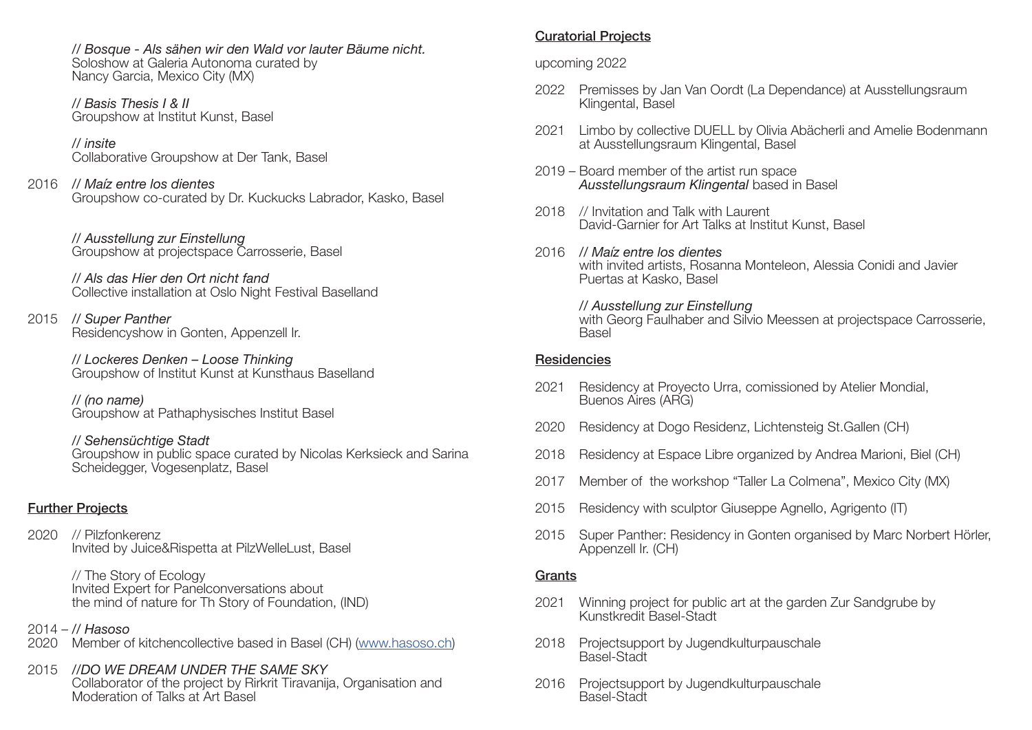// *Bosque - Als sähen wir den Wald vor lauter Bäume nicht.*
Soloshow at Galeria Autonoma curated by
Nancy Garcia, Mexico City (MX)

// *Basis Thesis I & II*
Groupshow at Institut Kunst, Basel

// *insite*
Collaborative Groupshow at Der Tank, Basel

2016 // *Maíz entre los dientes*
Groupshow co-curated by Dr. Kuckucks Labrador, Kasko, Basel

// *Ausstellung zur Einstellung*
Groupshow at projectspace Carrosserie, Basel

// *Als das Hier den Ort nicht fand*
Collective installation at Oslo Night Festival Baselland

2015 // *Super Panther*
Residencyshow in Gonten, Appenzell Ir.

// *Lockeres Denken – Loose Thinking*
Groupshow of Institut Kunst at Kunsthaus Baselland

// *(no name)*
Groupshow at Pathaphysisches Institut Basel

// *Sehensüchtige Stadt*
Groupshow in public space curated by Nicolas Kerksieck and Sarina Scheidegger, Vogesenplatz, Basel

## Further Projects

2020 // Pilzfonkerenz
Invited by Juice&Rispetta at PilzWelleLust, Basel

// The Story of Ecology
Invited Expert for Panelconversations about
the mind of nature for Th Story of Foundation, (IND)

2014 – 2020 // *Hasoso*
Member of kitchencollective based in Basel (CH) (www.hasoso.ch)

2015 //*DO WE DREAM UNDER THE SAME SKY*
Collaborator of the project by Rirkrit Tiravanija, Organisation and Moderation of Talks at Art Basel

## Curatorial Projects

upcoming 2022

2022 Premisses by Jan Van Oordt (La Dependance) at Ausstellungsraum Klingental, Basel

2021 Limbo by collective DUELL by Olivia Abächerli and Amelie Bodenmann at Ausstellungsraum Klingental, Basel

2019 – Board member of the artist run space *Ausstellungsraum Klingental* based in Basel

2018 // Invitation and Talk with Laurent David-Garnier for Art Talks at Institut Kunst, Basel

2016 // *Maíz entre los dientes*
with invited artists, Rosanna Monteleon, Alessia Conidi and Javier Puertas at Kasko, Basel

// *Ausstellung zur Einstellung*
with Georg Faulhaber and Silvio Meessen at projectspace Carrosserie, Basel

## Residencies

2021 Residency at Proyecto Urra, comissioned by Atelier Mondial, Buenos Aires (ARG)

2020 Residency at Dogo Residenz, Lichtensteig St.Gallen (CH)

2018 Residency at Espace Libre organized by Andrea Marioni, Biel (CH)

2017 Member of the workshop “Taller La Colmena”, Mexico City (MX)

2015 Residency with sculptor Giuseppe Agnello, Agrigento (IT)

2015 Super Panther: Residency in Gonten organised by Marc Norbert Hörler, Appenzell Ir. (CH)

## Grants

2021 Winning project for public art at the garden Zur Sandgrube by Kunstkredit Basel-Stadt

2018 Projectsupport by Jugendkulturpauschale Basel-Stadt

2016 Projectsupport by Jugendkulturpauschale Basel-Stadt